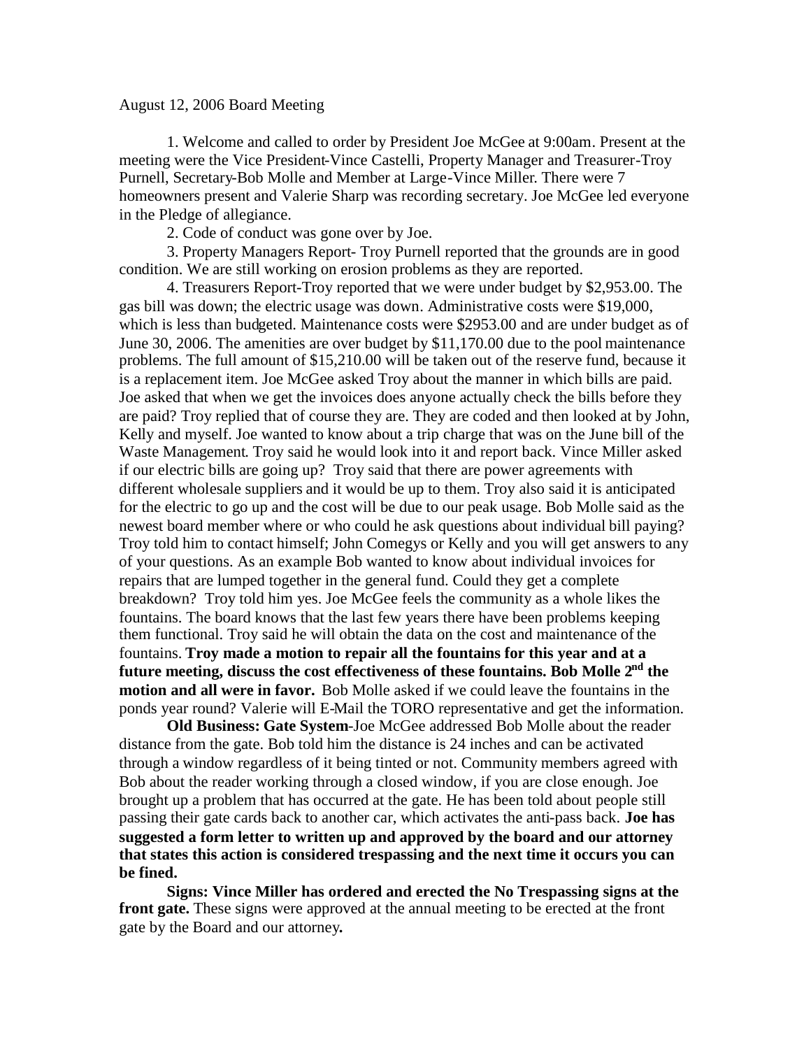August 12, 2006 Board Meeting

1. Welcome and called to order by President Joe McGee at 9:00am. Present at the meeting were the Vice President-Vince Castelli, Property Manager and Treasurer-Troy Purnell, Secretary-Bob Molle and Member at Large-Vince Miller. There were 7 homeowners present and Valerie Sharp was recording secretary. Joe McGee led everyone in the Pledge of allegiance.

2. Code of conduct was gone over by Joe.

3. Property Managers Report- Troy Purnell reported that the grounds are in good condition. We are still working on erosion problems as they are reported.

4. Treasurers Report-Troy reported that we were under budget by $2,953.00. The gas bill was down; the electric usage was down. Administrative costs were $19,000, which is less than budgeted. Maintenance costs were $2953.00 and are under budget as of June 30, 2006. The amenities are over budget by $11,170.00 due to the pool maintenance problems. The full amount of $15,210.00 will be taken out of the reserve fund, because it is a replacement item. Joe McGee asked Troy about the manner in which bills are paid. Joe asked that when we get the invoices does anyone actually check the bills before they are paid? Troy replied that of course they are. They are coded and then looked at by John, Kelly and myself. Joe wanted to know about a trip charge that was on the June bill of the Waste Management. Troy said he would look into it and report back. Vince Miller asked if our electric bills are going up? Troy said that there are power agreements with different wholesale suppliers and it would be up to them. Troy also said it is anticipated for the electric to go up and the cost will be due to our peak usage. Bob Molle said as the newest board member where or who could he ask questions about individual bill paying? Troy told him to contact himself; John Comegys or Kelly and you will get answers to any of your questions. As an example Bob wanted to know about individual invoices for repairs that are lumped together in the general fund. Could they get a complete breakdown? Troy told him yes. Joe McGee feels the community as a whole likes the fountains. The board knows that the last few years there have been problems keeping them functional. Troy said he will obtain the data on the cost and maintenance of the fountains. **Troy made a motion to repair all the fountains for this year and at a future meeting, discuss the cost effectiveness of these fountains. Bob Molle 2nd the motion and all were in favor.** Bob Molle asked if we could leave the fountains in the ponds year round? Valerie will E-Mail the TORO representative and get the information.

**Old Business: Gate System**-Joe McGee addressed Bob Molle about the reader distance from the gate. Bob told him the distance is 24 inches and can be activated through a window regardless of it being tinted or not. Community members agreed with Bob about the reader working through a closed window, if you are close enough. Joe brought up a problem that has occurred at the gate. He has been told about people still passing their gate cards back to another car, which activates the anti-pass back. **Joe has suggested a form letter to written up and approved by the board and our attorney that states this action is considered trespassing and the next time it occurs you can be fined.**

**Signs: Vince Miller has ordered and erected the No Trespassing signs at the front gate.** These signs were approved at the annual meeting to be erected at the front gate by the Board and our attorney**.**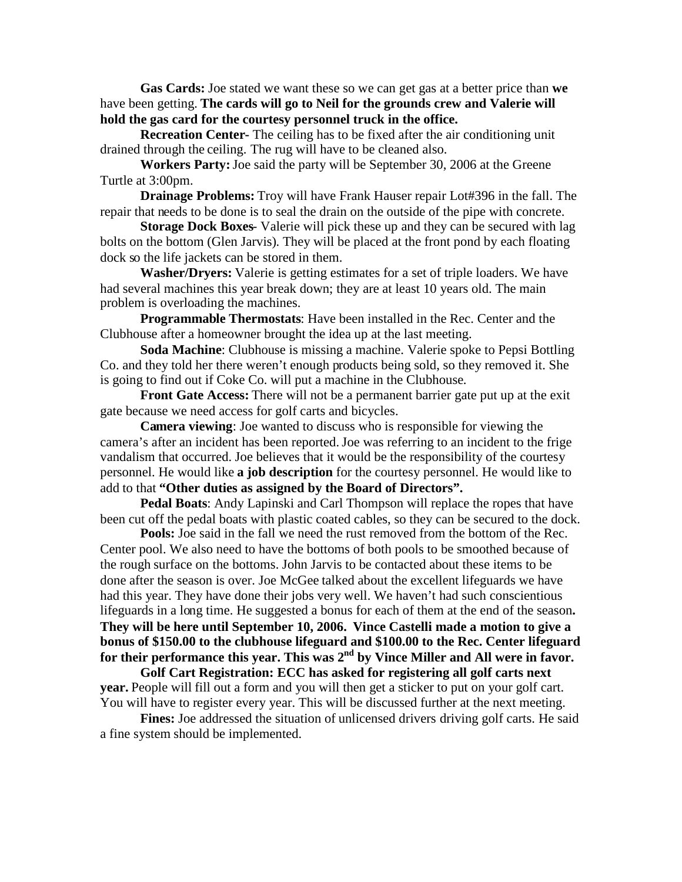**Gas Cards:** Joe stated we want these so we can get gas at a better price than **we** have been getting. **The cards will go to Neil for the grounds crew and Valerie will hold the gas card for the courtesy personnel truck in the office.**

**Recreation Center**- The ceiling has to be fixed after the air conditioning unit drained through the ceiling. The rug will have to be cleaned also.

**Workers Party:** Joe said the party will be September 30, 2006 at the Greene Turtle at 3:00pm.

**Drainage Problems:** Troy will have Frank Hauser repair Lot#396 in the fall. The repair that needs to be done is to seal the drain on the outside of the pipe with concrete.

**Storage Dock Boxes**- Valerie will pick these up and they can be secured with lag bolts on the bottom (Glen Jarvis). They will be placed at the front pond by each floating dock so the life jackets can be stored in them.

**Washer/Dryers:** Valerie is getting estimates for a set of triple loaders. We have had several machines this year break down; they are at least 10 years old. The main problem is overloading the machines.

**Programmable Thermostats**: Have been installed in the Rec. Center and the Clubhouse after a homeowner brought the idea up at the last meeting.

**Soda Machine**: Clubhouse is missing a machine. Valerie spoke to Pepsi Bottling Co. and they told her there weren't enough products being sold, so they removed it. She is going to find out if Coke Co. will put a machine in the Clubhouse.

**Front Gate Access:** There will not be a permanent barrier gate put up at the exit gate because we need access for golf carts and bicycles.

**Camera viewing**: Joe wanted to discuss who is responsible for viewing the camera's after an incident has been reported. Joe was referring to an incident to the frige vandalism that occurred. Joe believes that it would be the responsibility of the courtesy personnel. He would like **a job description** for the courtesy personnel. He would like to add to that **"Other duties as assigned by the Board of Directors".**

**Pedal Boats**: Andy Lapinski and Carl Thompson will replace the ropes that have been cut off the pedal boats with plastic coated cables, so they can be secured to the dock.

**Pools:** Joe said in the fall we need the rust removed from the bottom of the Rec. Center pool. We also need to have the bottoms of both pools to be smoothed because of the rough surface on the bottoms. John Jarvis to be contacted about these items to be done after the season is over. Joe McGee talked about the excellent lifeguards we have had this year. They have done their jobs very well. We haven't had such conscientious lifeguards in a long time. He suggested a bonus for each of them at the end of the season**. They will be here until September 10, 2006. Vince Castelli made a motion to give a bonus of $150.00 to the clubhouse lifeguard and $100.00 to the Rec. Center lifeguard for their performance this year. This was 2nd by Vince Miller and All were in favor.**

**Golf Cart Registration: ECC has asked for registering all golf carts next year.** People will fill out a form and you will then get a sticker to put on your golf cart. You will have to register every year. This will be discussed further at the next meeting.

**Fines:** Joe addressed the situation of unlicensed drivers driving golf carts. He said a fine system should be implemented.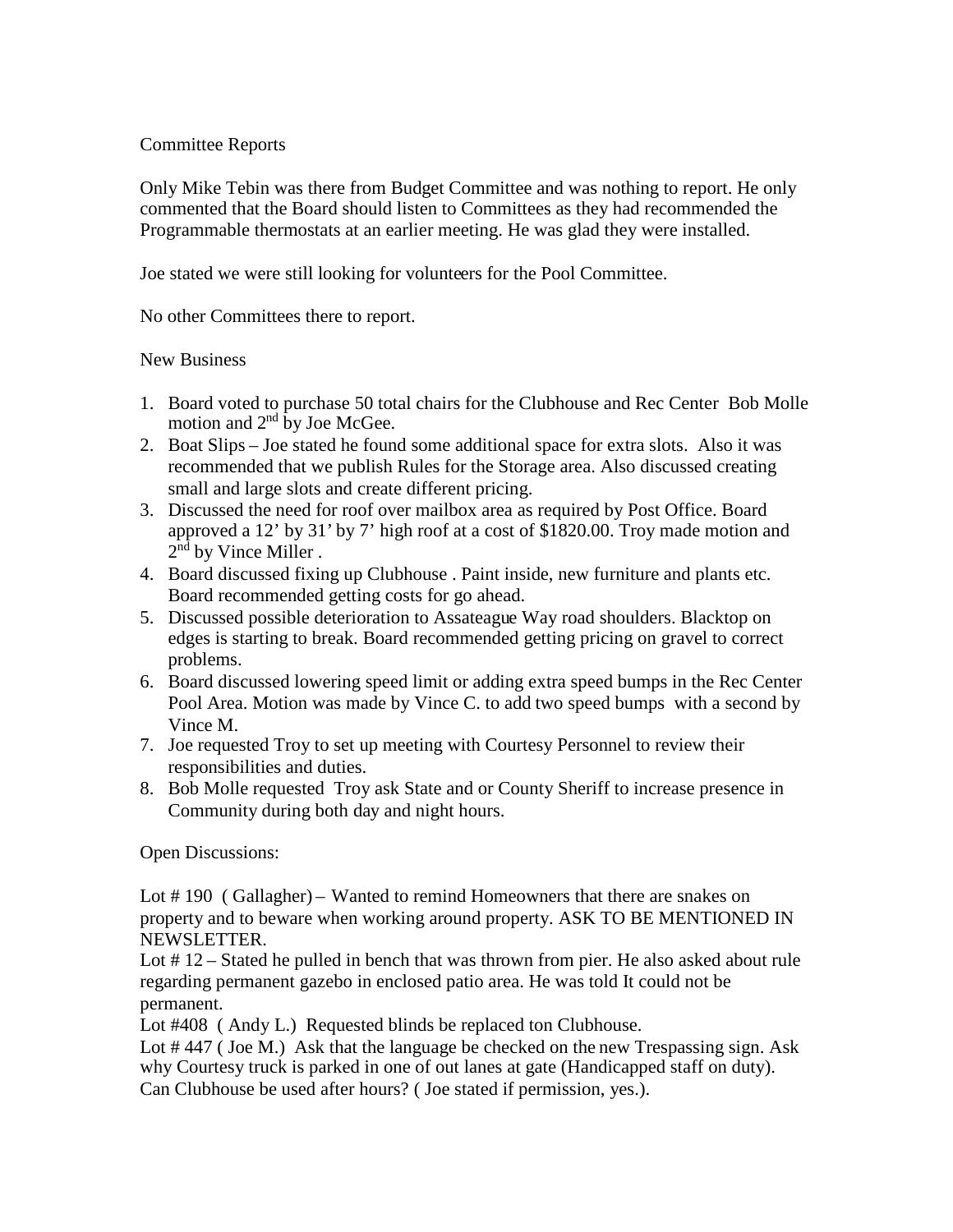Committee Reports

Only Mike Tebin was there from Budget Committee and was nothing to report. He only commented that the Board should listen to Committees as they had recommended the Programmable thermostats at an earlier meeting. He was glad they were installed.

Joe stated we were still looking for volunteers for the Pool Committee.

No other Committees there to report.

New Business

1. Board voted to purchase 50 total chairs for the Clubhouse and Rec Center Bob Molle motion and 2nd by Joe McGee.
2. Boat Slips – Joe stated he found some additional space for extra slots. Also it was recommended that we publish Rules for the Storage area. Also discussed creating small and large slots and create different pricing.
3. Discussed the need for roof over mailbox area as required by Post Office. Board approved a 12' by 31' by 7' high roof at a cost of $1820.00. Troy made motion and 2nd by Vince Miller .
4. Board discussed fixing up Clubhouse . Paint inside, new furniture and plants etc. Board recommended getting costs for go ahead.
5. Discussed possible deterioration to Assateague Way road shoulders. Blacktop on edges is starting to break. Board recommended getting pricing on gravel to correct problems.
6. Board discussed lowering speed limit or adding extra speed bumps in the Rec Center Pool Area. Motion was made by Vince C. to add two speed bumps with a second by Vince M.
7. Joe requested Troy to set up meeting with Courtesy Personnel to review their responsibilities and duties.
8. Bob Molle requested Troy ask State and or County Sheriff to increase presence in Community during both day and night hours.

Open Discussions:

Lot # 190 ( Gallagher) – Wanted to remind Homeowners that there are snakes on property and to beware when working around property. ASK TO BE MENTIONED IN NEWSLETTER.
Lot # 12 – Stated he pulled in bench that was thrown from pier. He also asked about rule regarding permanent gazebo in enclosed patio area. He was told It could not be permanent.
Lot #408 ( Andy L.) Requested blinds be replaced ton Clubhouse.
Lot # 447 ( Joe M.) Ask that the language be checked on the new Trespassing sign. Ask why Courtesy truck is parked in one of out lanes at gate (Handicapped staff on duty). Can Clubhouse be used after hours? ( Joe stated if permission, yes.).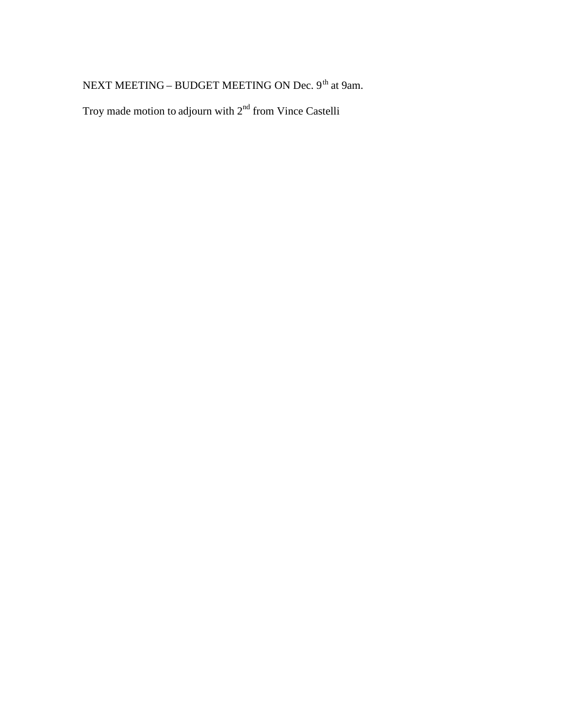NEXT MEETING – BUDGET MEETING ON Dec. 9th at 9am.

Troy made motion to adjourn with 2nd from Vince Castelli